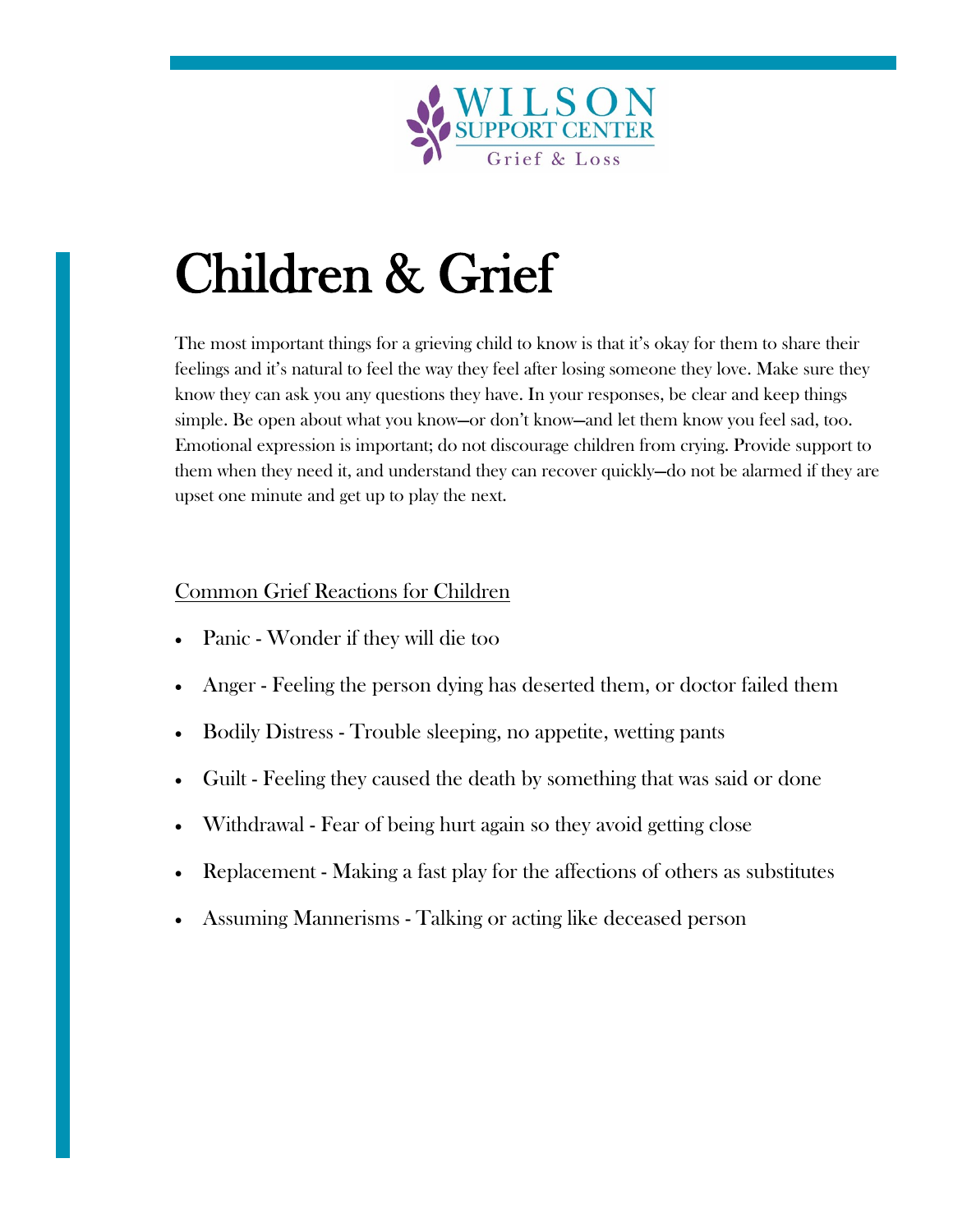WILSON SUPPORT CENTER
Grief & Loss

# Children & Grief

The most important things for a grieving child to know is that it's okay for them to share their feelings and it's natural to feel the way they feel after losing someone they love. Make sure they know they can ask you any questions they have. In your responses, be clear and keep things simple. Be open about what you know—or don't know—and let them know you feel sad, too. Emotional expression is important; do not discourage children from crying. Provide support to them when they need it, and understand they can recover quickly—do not be alarmed if they are upset one minute and get up to play the next.

## Common Grief Reactions for Children

- Panic - Wonder if they will die too
- Anger - Feeling the person dying has deserted them, or doctor failed them
- Bodily Distress - Trouble sleeping, no appetite, wetting pants
- Guilt - Feeling they caused the death by something that was said or done
- Withdrawal - Fear of being hurt again so they avoid getting close
- Replacement - Making a fast play for the affections of others as substitutes
- Assuming Mannerisms - Talking or acting like deceased person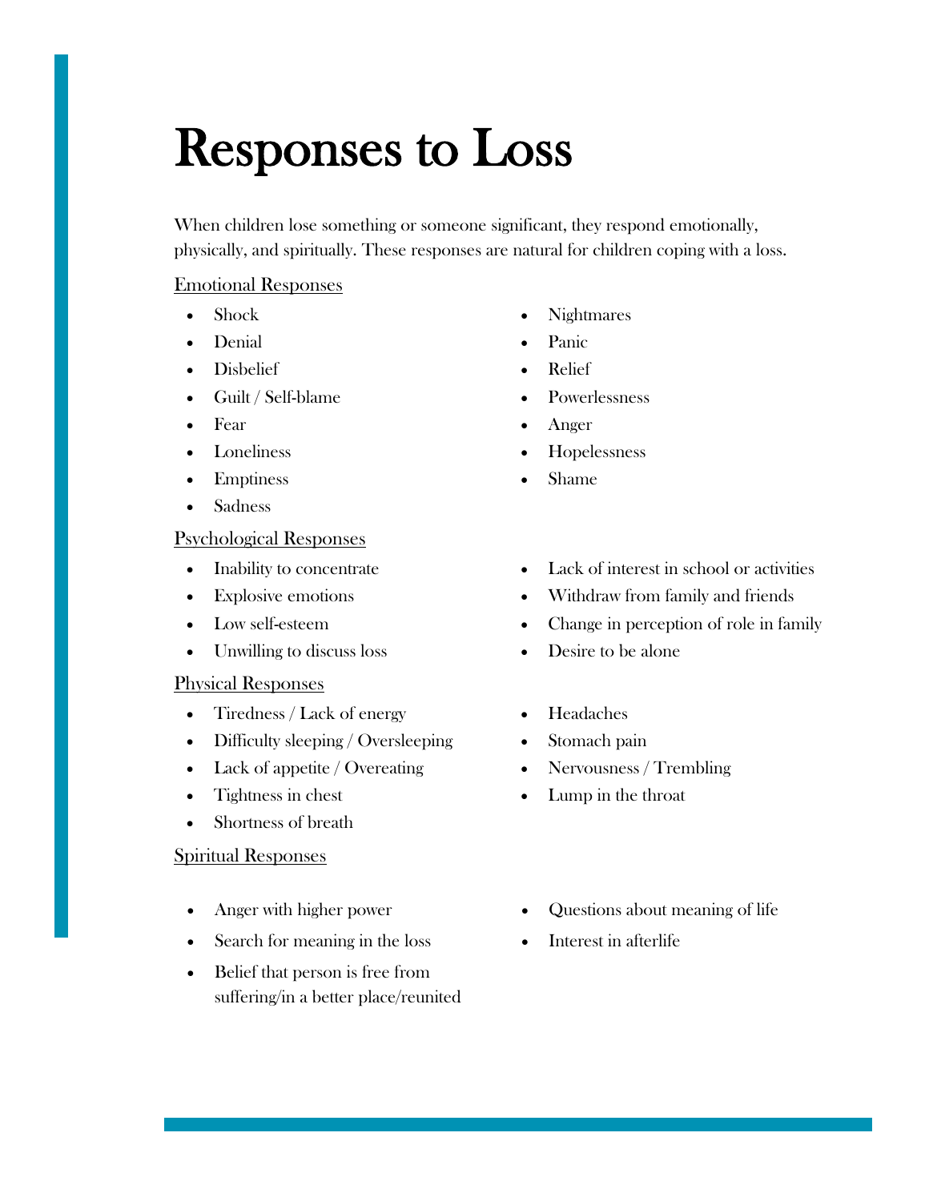# Responses to Loss

When children lose something or someone significant, they respond emotionally, physically, and spiritually. These responses are natural for children coping with a loss.

Emotional Responses

- Shock
- Denial
- Disbelief
- Guilt / Self-blame
- Fear
- Loneliness
- Emptiness
- Sadness
- Nightmares
- Panic
- Relief
- Powerlessness
- Anger
- Hopelessness
- Shame

Psychological Responses

- Inability to concentrate
- Explosive emotions
- Low self-esteem
- Unwilling to discuss loss
- Lack of interest in school or activities
- Withdraw from family and friends
- Change in perception of role in family
- Desire to be alone

Physical Responses

- Tiredness / Lack of energy
- Difficulty sleeping / Oversleeping
- Lack of appetite / Overeating
- Tightness in chest
- Shortness of breath
- Headaches
- Stomach pain
- Nervousness / Trembling
- Lump in the throat

Spiritual Responses

- Anger with higher power
- Search for meaning in the loss
- Belief that person is free from suffering/in a better place/reunited
- Questions about meaning of life
- Interest in afterlife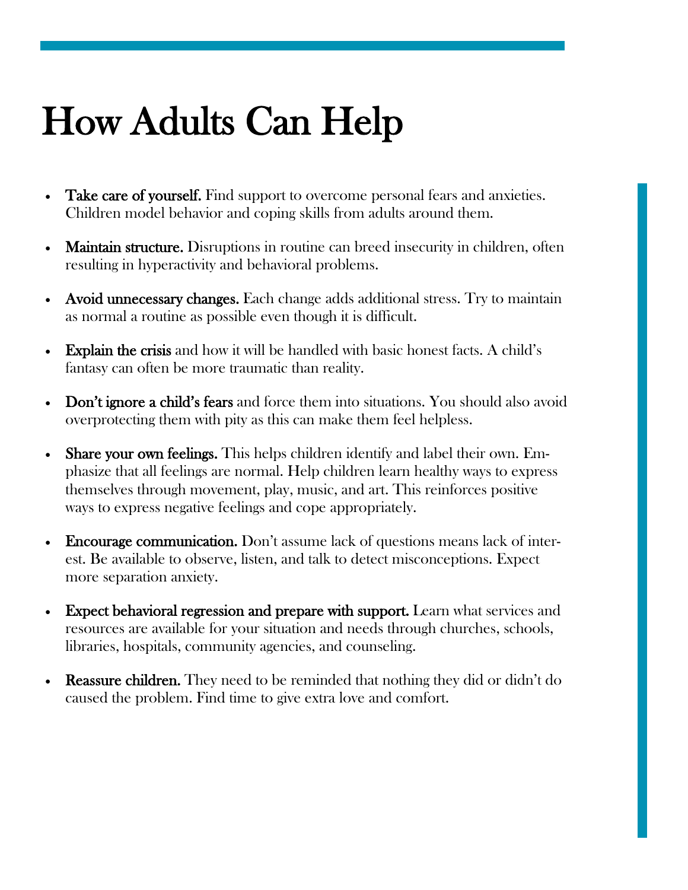# How Adults Can Help

- **Take care of yourself.** Find support to overcome personal fears and anxieties. Children model behavior and coping skills from adults around them.
- **Maintain structure.** Disruptions in routine can breed insecurity in children, often resulting in hyperactivity and behavioral problems.
- **Avoid unnecessary changes.** Each change adds additional stress. Try to maintain as normal a routine as possible even though it is difficult.
- **Explain the crisis** and how it will be handled with basic honest facts. A child's fantasy can often be more traumatic than reality.
- **Don't ignore a child's fears** and force them into situations. You should also avoid overprotecting them with pity as this can make them feel helpless.
- **Share your own feelings.** This helps children identify and label their own. Emphasize that all feelings are normal. Help children learn healthy ways to express themselves through movement, play, music, and art. This reinforces positive ways to express negative feelings and cope appropriately.
- **Encourage communication.** Don't assume lack of questions means lack of interest. Be available to observe, listen, and talk to detect misconceptions. Expect more separation anxiety.
- **Expect behavioral regression and prepare with support.** Learn what services and resources are available for your situation and needs through churches, schools, libraries, hospitals, community agencies, and counseling.
- **Reassure children.** They need to be reminded that nothing they did or didn't do caused the problem. Find time to give extra love and comfort.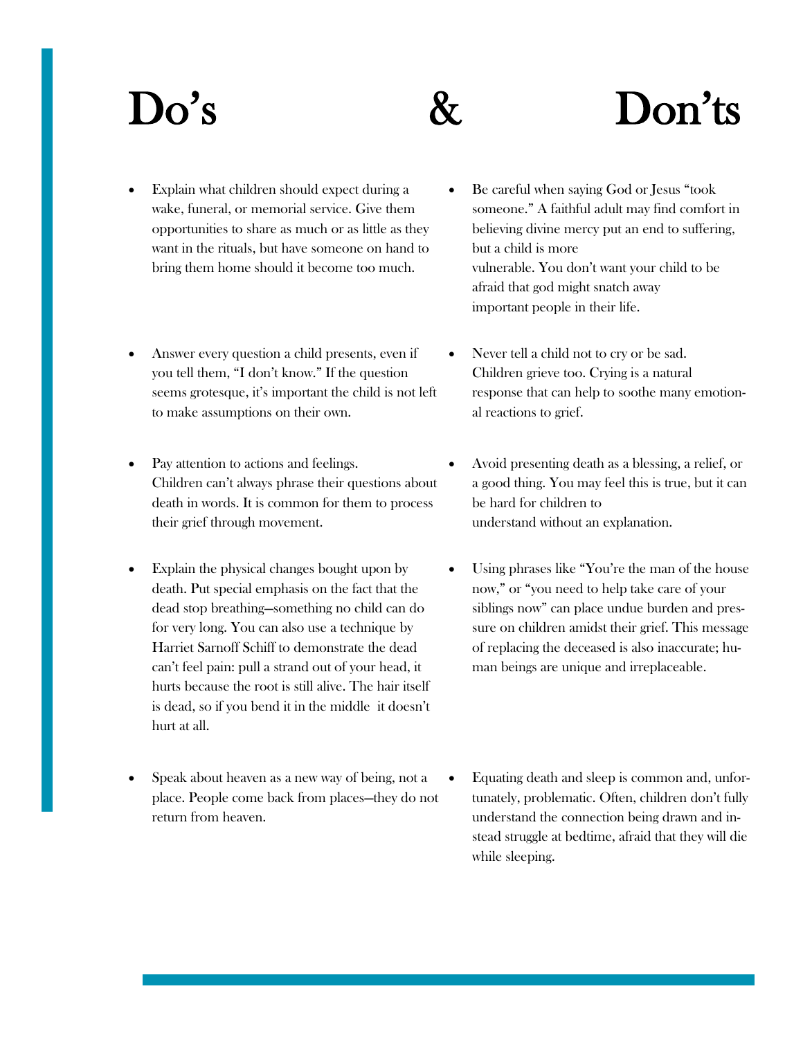# Do's & Don'ts

- Explain what children should expect during a wake, funeral, or memorial service. Give them opportunities to share as much or as little as they want in the rituals, but have someone on hand to bring them home should it become too much.
- Answer every question a child presents, even if you tell them, "I don't know." If the question seems grotesque, it's important the child is not left to make assumptions on their own.
- Pay attention to actions and feelings. Children can't always phrase their questions about death in words. It is common for them to process their grief through movement.
- Explain the physical changes bought upon by death. Put special emphasis on the fact that the dead stop breathing—something no child can do for very long. You can also use a technique by Harriet Sarnoff Schiff to demonstrate the dead can't feel pain: pull a strand out of your head, it hurts because the root is still alive. The hair itself is dead, so if you bend it in the middle it doesn't hurt at all.
- Speak about heaven as a new way of being, not a place. People come back from places—they do not return from heaven.

- Be careful when saying God or Jesus "took someone." A faithful adult may find comfort in believing divine mercy put an end to suffering, but a child is more vulnerable. You don't want your child to be afraid that god might snatch away important people in their life.
- Never tell a child not to cry or be sad. Children grieve too. Crying is a natural response that can help to soothe many emotional reactions to grief.
- Avoid presenting death as a blessing, a relief, or a good thing. You may feel this is true, but it can be hard for children to understand without an explanation.
- Using phrases like "You're the man of the house now," or "you need to help take care of your siblings now" can place undue burden and pressure on children amidst their grief. This message of replacing the deceased is also inaccurate; human beings are unique and irreplaceable.
- Equating death and sleep is common and, unfortunately, problematic. Often, children don't fully understand the connection being drawn and instead struggle at bedtime, afraid that they will die while sleeping.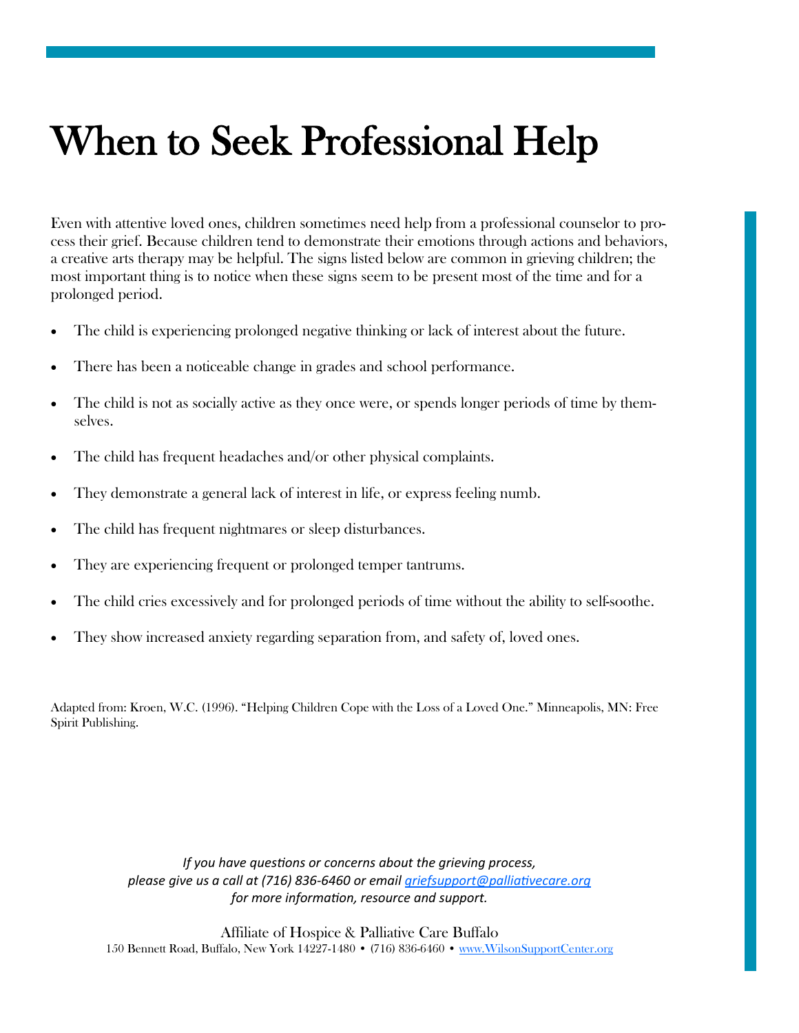# When to Seek Professional Help

Even with attentive loved ones, children sometimes need help from a professional counselor to process their grief. Because children tend to demonstrate their emotions through actions and behaviors, a creative arts therapy may be helpful. The signs listed below are common in grieving children; the most important thing is to notice when these signs seem to be present most of the time and for a prolonged period.

- The child is experiencing prolonged negative thinking or lack of interest about the future.
- There has been a noticeable change in grades and school performance.
- The child is not as socially active as they once were, or spends longer periods of time by themselves.
- The child has frequent headaches and/or other physical complaints.
- They demonstrate a general lack of interest in life, or express feeling numb.
- The child has frequent nightmares or sleep disturbances.
- They are experiencing frequent or prolonged temper tantrums.
- The child cries excessively and for prolonged periods of time without the ability to self-soothe.
- They show increased anxiety regarding separation from, and safety of, loved ones.

Adapted from: Kroen, W.C. (1996). "Helping Children Cope with the Loss of a Loved One." Minneapolis, MN: Free Spirit Publishing.

*If you have questions or concerns about the grieving process, please give us a call at (716) 836-6460 or email griefsupport@palliativecare.org for more information, resource and support.*

Affiliate of Hospice & Palliative Care Buffalo
150 Bennett Road, Buffalo, New York 14227-1480 • (716) 836-6460 • www.WilsonSupportCenter.org